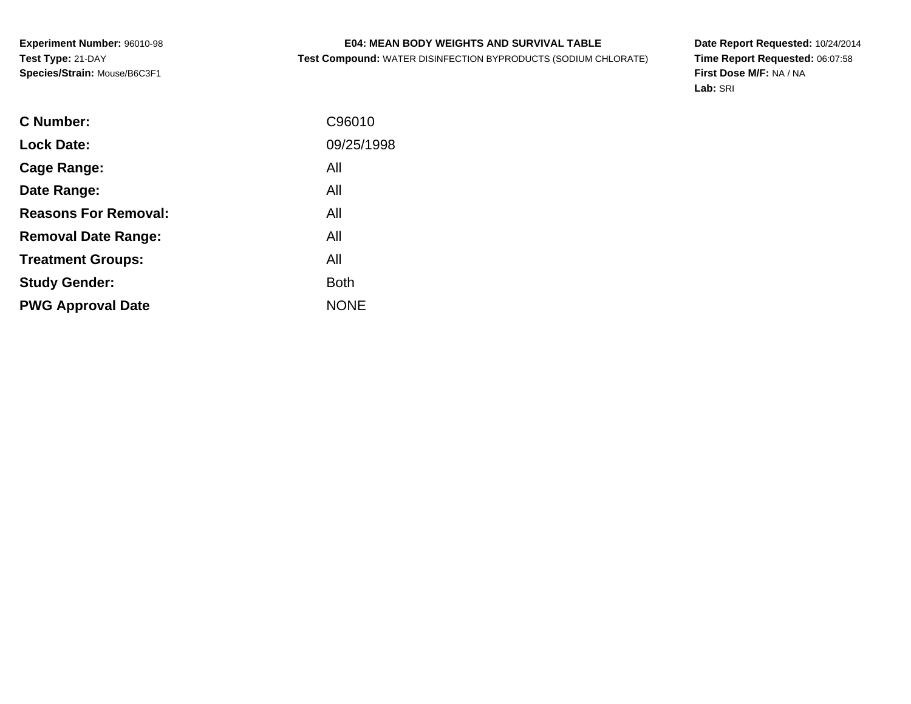**Experiment Number:** 96010-98
**Test Type:** 21-DAY
**Species/Strain:** Mouse/B6C3F1

**E04: MEAN BODY WEIGHTS AND SURVIVAL TABLE**
**Test Compound:** WATER DISINFECTION BYPRODUCTS (SODIUM CHLORATE)

**Date Report Requested:** 10/24/2014
**Time Report Requested:** 06:07:58
**First Dose M/F:** NA / NA
**Lab:** SRI

| | |
|---|---|
| **C Number:** | C96010 |
| **Lock Date:** | 09/25/1998 |
| **Cage Range:** | All |
| **Date Range:** | All |
| **Reasons For Removal:** | All |
| **Removal Date Range:** | All |
| **Treatment Groups:** | All |
| **Study Gender:** | Both |
| **PWG Approval Date** | NONE |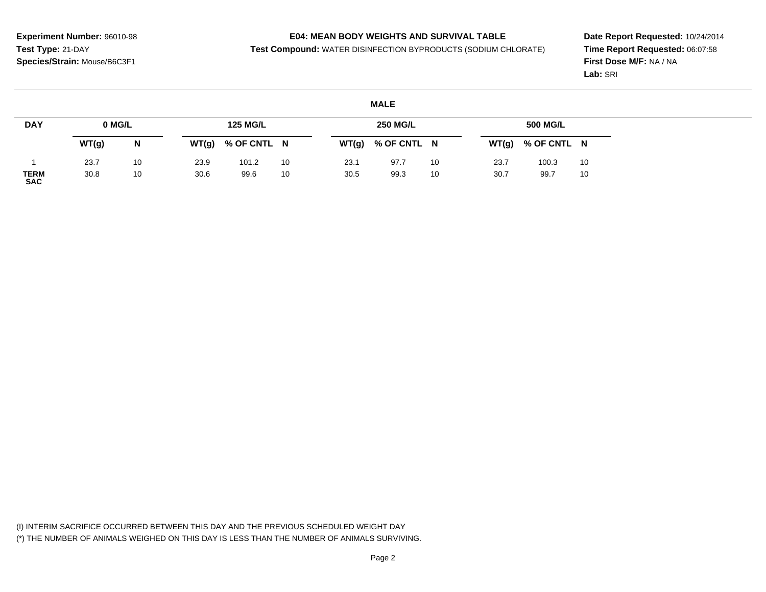**Experiment Number:** 96010-98
**Test Type:** 21-DAY
**Species/Strain:** Mouse/B6C3F1

**E04: MEAN BODY WEIGHTS AND SURVIVAL TABLE**
**Test Compound:** WATER DISINFECTION BYPRODUCTS (SODIUM CHLORATE)

**Date Report Requested:** 10/24/2014
**Time Report Requested:** 06:07:58
**First Dose M/F:** NA / NA
**Lab:** SRI

**MALE**

| DAY | 0 MG/L | | 125 MG/L | | | 250 MG/L | | | 500 MG/L | | |
|---|---|---|---|---|---|---|---|---|---|---|---|
| | WT(g) | N | WT(g) | % OF CNTL | N | WT(g) | % OF CNTL | N | WT(g) | % OF CNTL | N |
| 1 | 23.7 | 10 | 23.9 | 101.2 | 10 | 23.1 | 97.7 | 10 | 23.7 | 100.3 | 10 |
| TERM SAC | 30.8 | 10 | 30.6 | 99.6 | 10 | 30.5 | 99.3 | 10 | 30.7 | 99.7 | 10 |

(I) INTERIM SACRIFICE OCCURRED BETWEEN THIS DAY AND THE PREVIOUS SCHEDULED WEIGHT DAY
(*) THE NUMBER OF ANIMALS WEIGHED ON THIS DAY IS LESS THAN THE NUMBER OF ANIMALS SURVIVING.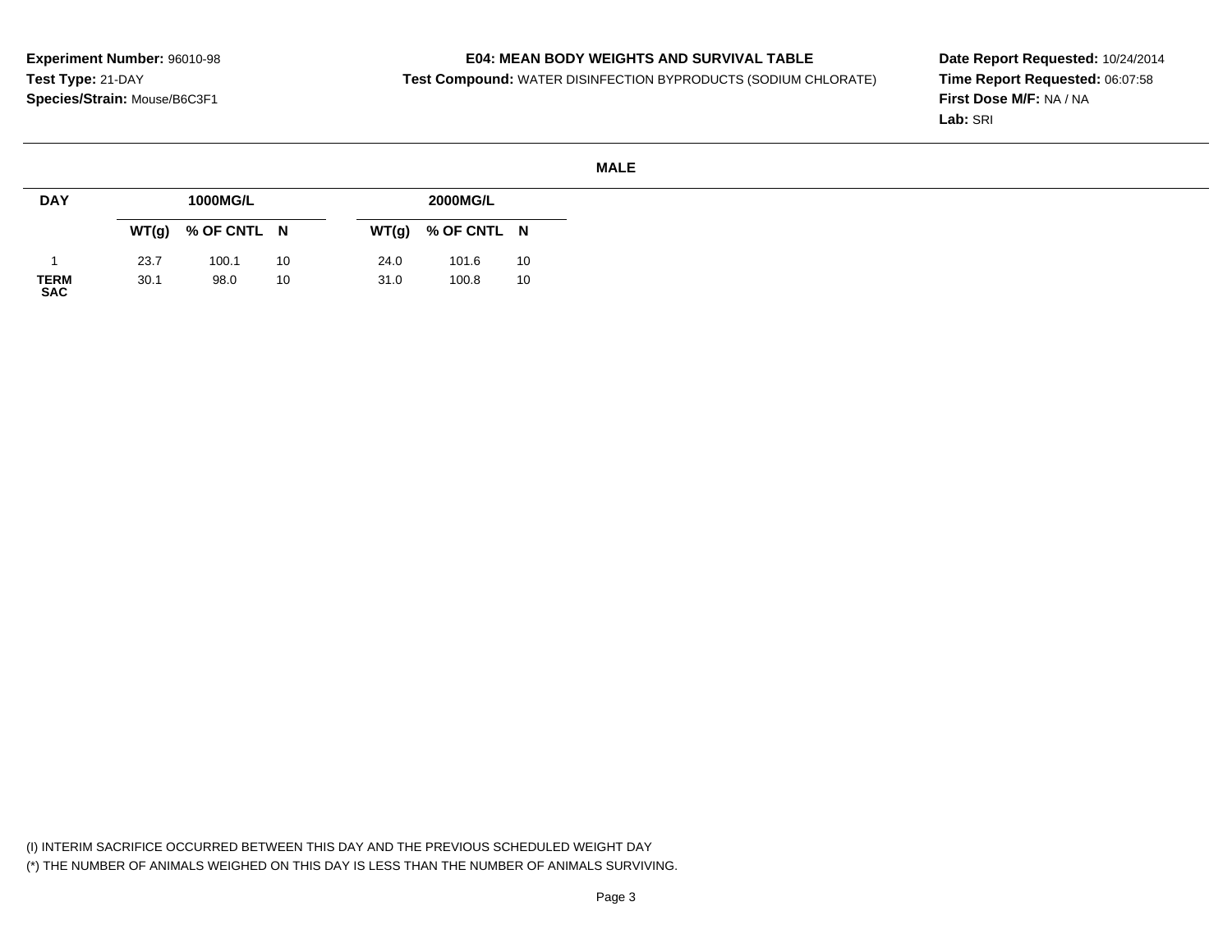**Experiment Number:** 96010-98
**Test Type:** 21-DAY
**Species/Strain:** Mouse/B6C3F1

**E04: MEAN BODY WEIGHTS AND SURVIVAL TABLE**
**Test Compound:** WATER DISINFECTION BYPRODUCTS (SODIUM CHLORATE)

**Date Report Requested:** 10/24/2014
**Time Report Requested:** 06:07:58
**First Dose M/F:** NA / NA
**Lab:** SRI

**MALE**

| DAY | 1000MG/L | | | 2000MG/L | | |
|---|---|---|---|---|---|---|
| | WT(g) | % OF CNTL | N | WT(g) | % OF CNTL | N |
| 1 | 23.7 | 100.1 | 10 | 24.0 | 101.6 | 10 |
| TERM SAC | 30.1 | 98.0 | 10 | 31.0 | 100.8 | 10 |

(I) INTERIM SACRIFICE OCCURRED BETWEEN THIS DAY AND THE PREVIOUS SCHEDULED WEIGHT DAY
(*) THE NUMBER OF ANIMALS WEIGHED ON THIS DAY IS LESS THAN THE NUMBER OF ANIMALS SURVIVING.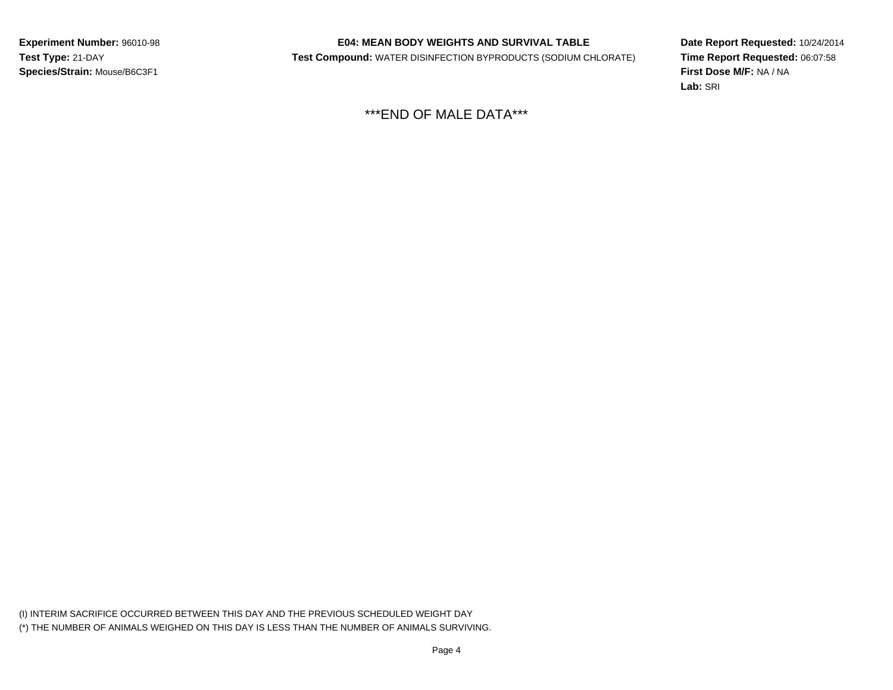**Experiment Number:** 96010-98
**Test Type:** 21-DAY
**Species/Strain:** Mouse/B6C3F1

**E04: MEAN BODY WEIGHTS AND SURVIVAL TABLE**
**Test Compound:** WATER DISINFECTION BYPRODUCTS (SODIUM CHLORATE)

**Date Report Requested:** 10/24/2014
**Time Report Requested:** 06:07:58
**First Dose M/F:** NA / NA
**Lab:** SRI

***END OF MALE DATA***

(I) INTERIM SACRIFICE OCCURRED BETWEEN THIS DAY AND THE PREVIOUS SCHEDULED WEIGHT DAY
(*) THE NUMBER OF ANIMALS WEIGHED ON THIS DAY IS LESS THAN THE NUMBER OF ANIMALS SURVIVING.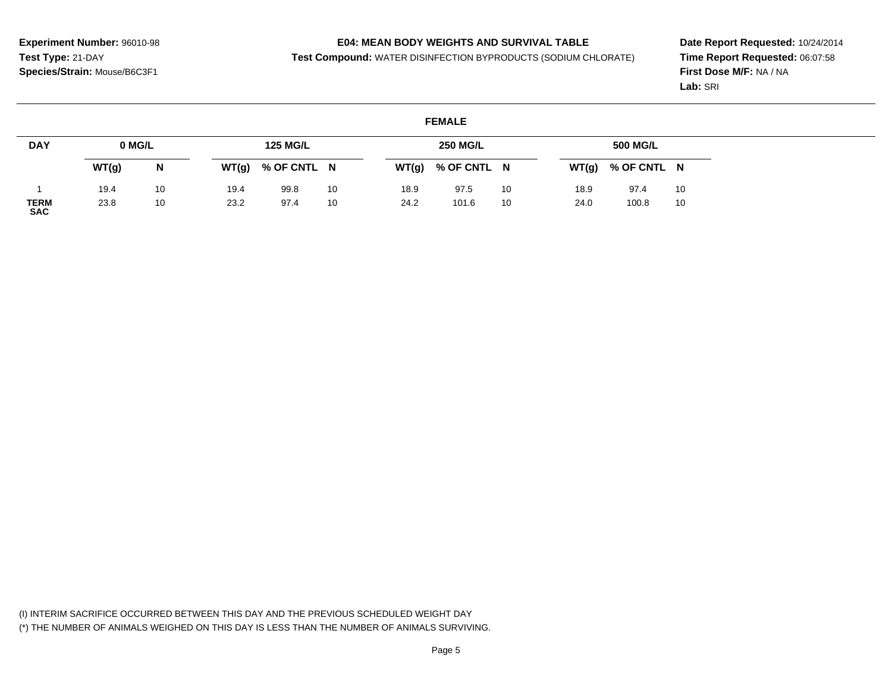**Experiment Number:** 96010-98
**Test Type:** 21-DAY
**Species/Strain:** Mouse/B6C3F1

**E04: MEAN BODY WEIGHTS AND SURVIVAL TABLE**
**Test Compound:** WATER DISINFECTION BYPRODUCTS (SODIUM CHLORATE)

**Date Report Requested:** 10/24/2014
**Time Report Requested:** 06:07:58
**First Dose M/F:** NA / NA
**Lab:** SRI

## FEMALE

| DAY | 0 MG/L | | 125 MG/L | | | 250 MG/L | | | 500 MG/L | | |
|---|---|---|---|---|---|---|---|---|---|---|---|
| | WT(g) | N | WT(g) | % OF CNTL | N | WT(g) | % OF CNTL | N | WT(g) | % OF CNTL | N |
| 1 | 19.4 | 10 | 19.4 | 99.8 | 10 | 18.9 | 97.5 | 10 | 18.9 | 97.4 | 10 |
| TERM SAC | 23.8 | 10 | 23.2 | 97.4 | 10 | 24.2 | 101.6 | 10 | 24.0 | 100.8 | 10 |

(I) INTERIM SACRIFICE OCCURRED BETWEEN THIS DAY AND THE PREVIOUS SCHEDULED WEIGHT DAY
(*) THE NUMBER OF ANIMALS WEIGHED ON THIS DAY IS LESS THAN THE NUMBER OF ANIMALS SURVIVING.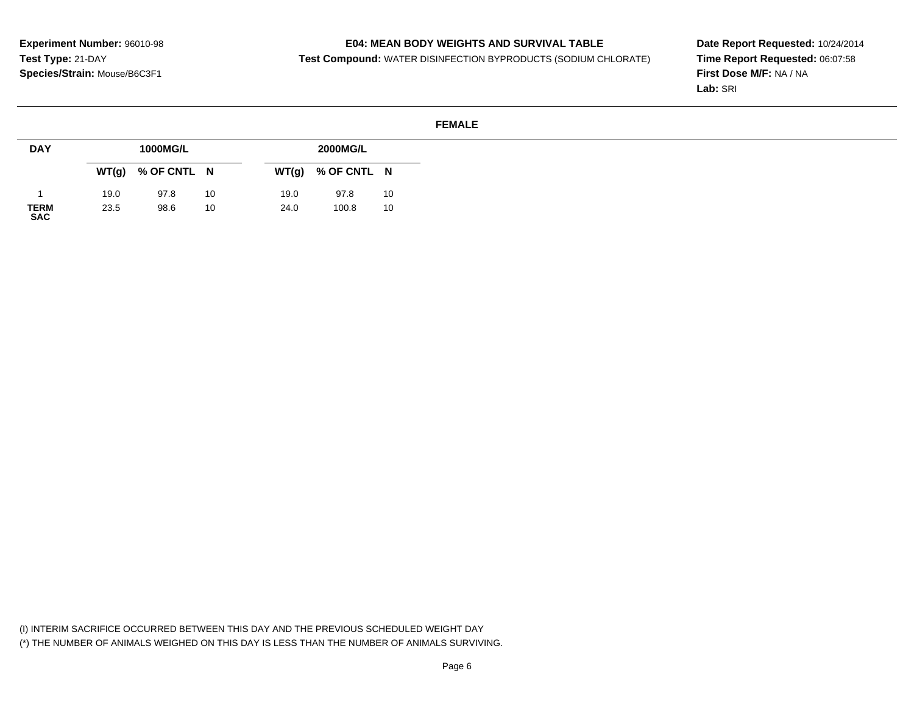**Experiment Number:** 96010-98
**Test Type:** 21-DAY
**Species/Strain:** Mouse/B6C3F1

**E04: MEAN BODY WEIGHTS AND SURVIVAL TABLE**
**Test Compound:** WATER DISINFECTION BYPRODUCTS (SODIUM CHLORATE)

**Date Report Requested:** 10/24/2014
**Time Report Requested:** 06:07:58
**First Dose M/F:** NA / NA
**Lab:** SRI

**FEMALE**

| DAY | 1000MG/L | | | 2000MG/L | | |
|---|---|---|---|---|---|---|
| | WT(g) | % OF CNTL | N | WT(g) | % OF CNTL | N |
| 1 | 19.0 | 97.8 | 10 | 19.0 | 97.8 | 10 |
| TERM SAC | 23.5 | 98.6 | 10 | 24.0 | 100.8 | 10 |

(I) INTERIM SACRIFICE OCCURRED BETWEEN THIS DAY AND THE PREVIOUS SCHEDULED WEIGHT DAY
(*) THE NUMBER OF ANIMALS WEIGHED ON THIS DAY IS LESS THAN THE NUMBER OF ANIMALS SURVIVING.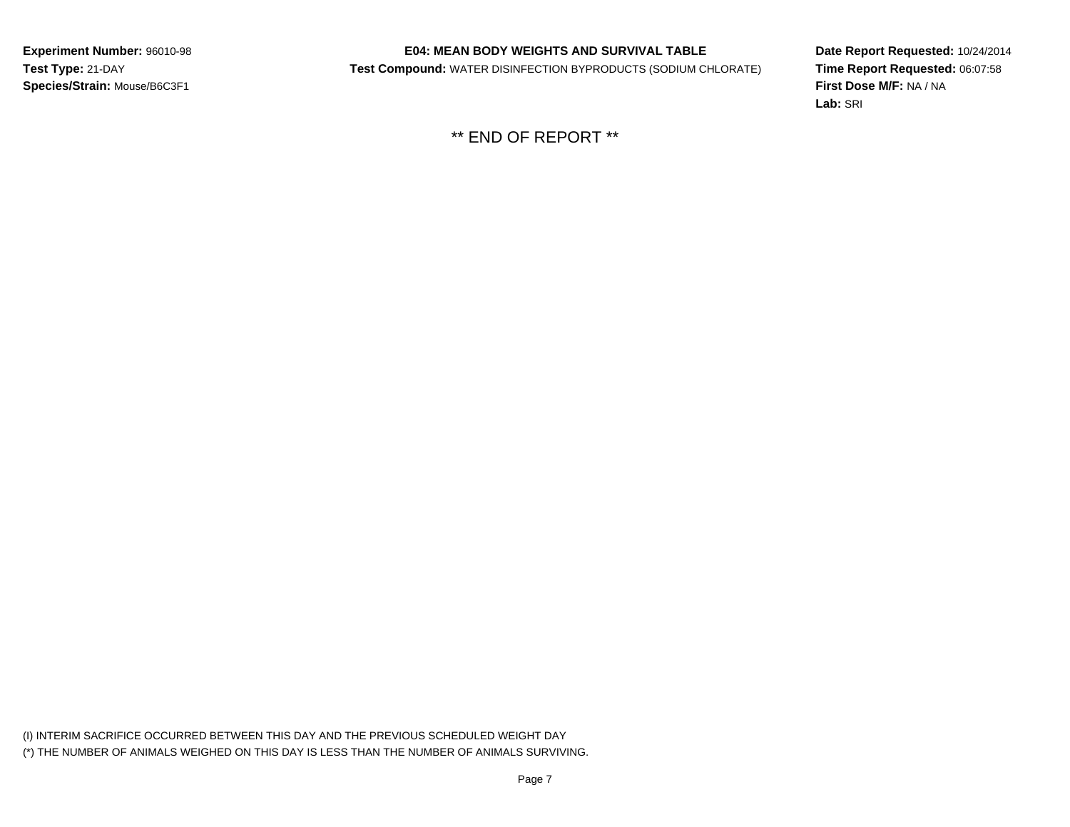**Experiment Number:** 96010-98
**Test Type:** 21-DAY
**Species/Strain:** Mouse/B6C3F1

**E04: MEAN BODY WEIGHTS AND SURVIVAL TABLE**
**Test Compound:** WATER DISINFECTION BYPRODUCTS (SODIUM CHLORATE)

**Date Report Requested:** 10/24/2014
**Time Report Requested:** 06:07:58
**First Dose M/F:** NA / NA
**Lab:** SRI

** END OF REPORT **

(I) INTERIM SACRIFICE OCCURRED BETWEEN THIS DAY AND THE PREVIOUS SCHEDULED WEIGHT DAY
(*) THE NUMBER OF ANIMALS WEIGHED ON THIS DAY IS LESS THAN THE NUMBER OF ANIMALS SURVIVING.